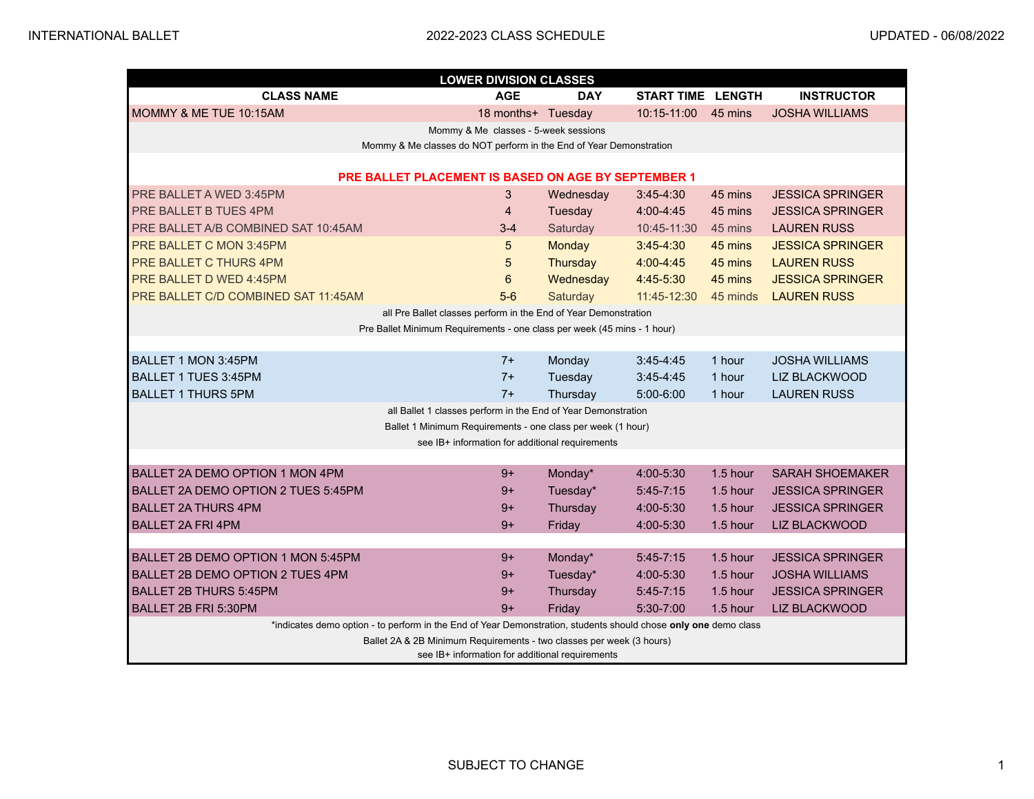INTERNATIONAL BALLET 2022-2023 CLASS SCHEDULE UPDATED - 06/08/2022

| LOWER DIVISION CLASSES | | | | | |
|---|---|---|---|---|---|
| **CLASS NAME** | **AGE** | **DAY** | **START TIME** | **LENGTH** | **INSTRUCTOR** |
| MOMMY & ME TUE 10:15AM | 18 months+ | Tuesday | 10:15-11:00 | 45 mins | JOSHA WILLIAMS |
| Mommy & Me classes - 5-week sessions | | | | | |
| Mommy & Me classes do NOT perform in the End of Year Demonstration | | | | | |
| **PRE BALLET PLACEMENT IS BASED ON AGE BY SEPTEMBER 1** | | | | | |
| PRE BALLET A WED 3:45PM | 3 | Wednesday | 3:45-4:30 | 45 mins | JESSICA SPRINGER |
| PRE BALLET B TUES 4PM | 4 | Tuesday | 4:00-4:45 | 45 mins | JESSICA SPRINGER |
| PRE BALLET A/B COMBINED SAT 10:45AM | 3-4 | Saturday | 10:45-11:30 | 45 mins | LAUREN RUSS |
| PRE BALLET C MON 3:45PM | 5 | Monday | 3:45-4:30 | 45 mins | JESSICA SPRINGER |
| PRE BALLET C THURS 4PM | 5 | Thursday | 4:00-4:45 | 45 mins | LAUREN RUSS |
| PRE BALLET D WED 4:45PM | 6 | Wednesday | 4:45-5:30 | 45 mins | JESSICA SPRINGER |
| PRE BALLET C/D COMBINED SAT 11:45AM | 5-6 | Saturday | 11:45-12:30 | 45 minds | LAUREN RUSS |
| all Pre Ballet classes perform in the End of Year Demonstration | | | | | |
| Pre Ballet Minimum Requirements - one class per week (45 mins - 1 hour) | | | | | |
| BALLET 1 MON 3:45PM | 7+ | Monday | 3:45-4:45 | 1 hour | JOSHA WILLIAMS |
| BALLET 1 TUES 3:45PM | 7+ | Tuesday | 3:45-4:45 | 1 hour | LIZ BLACKWOOD |
| BALLET 1 THURS 5PM | 7+ | Thursday | 5:00-6:00 | 1 hour | LAUREN RUSS |
| all Ballet 1 classes perform in the End of Year Demonstration | | | | | |
| Ballet 1 Minimum Requirements - one class per week (1 hour) | | | | | |
| see IB+ information for additional requirements | | | | | |
| BALLET 2A DEMO OPTION 1 MON 4PM | 9+ | Monday* | 4:00-5:30 | 1.5 hour | SARAH SHOEMAKER |
| BALLET 2A DEMO OPTION 2 TUES 5:45PM | 9+ | Tuesday* | 5:45-7:15 | 1.5 hour | JESSICA SPRINGER |
| BALLET 2A THURS 4PM | 9+ | Thursday | 4:00-5:30 | 1.5 hour | JESSICA SPRINGER |
| BALLET 2A FRI 4PM | 9+ | Friday | 4:00-5:30 | 1.5 hour | LIZ BLACKWOOD |
| BALLET 2B DEMO OPTION 1 MON 5:45PM | 9+ | Monday* | 5:45-7:15 | 1.5 hour | JESSICA SPRINGER |
| BALLET 2B DEMO OPTION 2 TUES 4PM | 9+ | Tuesday* | 4:00-5:30 | 1.5 hour | JOSHA WILLIAMS |
| BALLET 2B THURS 5:45PM | 9+ | Thursday | 5:45-7:15 | 1.5 hour | JESSICA SPRINGER |
| BALLET 2B FRI 5:30PM | 9+ | Friday | 5:30-7:00 | 1.5 hour | LIZ BLACKWOOD |
| *indicates demo option - to perform in the End of Year Demonstration, students should chose **only one** demo class | | | | | |
| Ballet 2A & 2B Minimum Requirements - two classes per week (3 hours) | | | | | |
| see IB+ information for additional requirements | | | | | |

SUBJECT TO CHANGE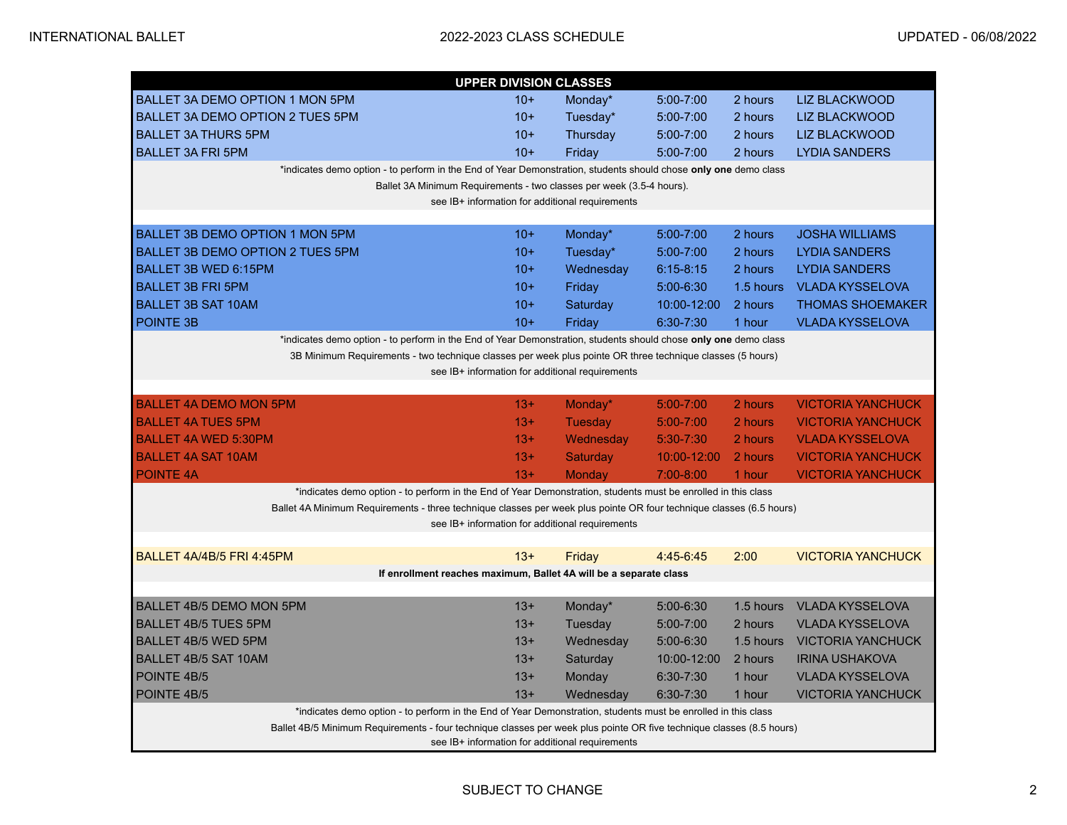| UPPER DIVISION CLASSES | | | | | |
|---|---|---|---|---|---|
| BALLET 3A DEMO OPTION 1 MON 5PM | 10+ | Monday* | 5:00-7:00 | 2 hours | LIZ BLACKWOOD |
| BALLET 3A DEMO OPTION 2 TUES 5PM | 10+ | Tuesday* | 5:00-7:00 | 2 hours | LIZ BLACKWOOD |
| BALLET 3A THURS 5PM | 10+ | Thursday | 5:00-7:00 | 2 hours | LIZ BLACKWOOD |
| BALLET 3A FRI 5PM | 10+ | Friday | 5:00-7:00 | 2 hours | LYDIA SANDERS |
| *indicates demo option - to perform in the End of Year Demonstration, students should chose **only one** demo class | | | | | |
| Ballet 3A Minimum Requirements - two classes per week (3.5-4 hours). | | | | | |
| see IB+ information for additional requirements | | | | | |
| BALLET 3B DEMO OPTION 1 MON 5PM | 10+ | Monday* | 5:00-7:00 | 2 hours | JOSHA WILLIAMS |
| BALLET 3B DEMO OPTION 2 TUES 5PM | 10+ | Tuesday* | 5:00-7:00 | 2 hours | LYDIA SANDERS |
| BALLET 3B WED 6:15PM | 10+ | Wednesday | 6:15-8:15 | 2 hours | LYDIA SANDERS |
| BALLET 3B FRI 5PM | 10+ | Friday | 5:00-6:30 | 1.5 hours | VLADA KYSSELOVA |
| BALLET 3B SAT 10AM | 10+ | Saturday | 10:00-12:00 | 2 hours | THOMAS SHOEMAKER |
| POINTE 3B | 10+ | Friday | 6:30-7:30 | 1 hour | VLADA KYSSELOVA |
| *indicates demo option - to perform in the End of Year Demonstration, students should chose **only one** demo class | | | | | |
| 3B Minimum Requirements - two technique classes per week plus pointe OR three technique classes (5 hours) | | | | | |
| see IB+ information for additional requirements | | | | | |
| BALLET 4A DEMO MON 5PM | 13+ | Monday* | 5:00-7:00 | 2 hours | VICTORIA YANCHUCK |
| BALLET 4A TUES 5PM | 13+ | Tuesday | 5:00-7:00 | 2 hours | VICTORIA YANCHUCK |
| BALLET 4A WED 5:30PM | 13+ | Wednesday | 5:30-7:30 | 2 hours | VLADA KYSSELOVA |
| BALLET 4A SAT 10AM | 13+ | Saturday | 10:00-12:00 | 2 hours | VICTORIA YANCHUCK |
| POINTE 4A | 13+ | Monday | 7:00-8:00 | 1 hour | VICTORIA YANCHUCK |
| *indicates demo option - to perform in the End of Year Demonstration, students must be enrolled in this class | | | | | |
| Ballet 4A Minimum Requirements - three technique classes per week plus pointe OR four technique classes (6.5 hours) | | | | | |
| see IB+ information for additional requirements | | | | | |
| BALLET 4A/4B/5 FRI 4:45PM | 13+ | Friday | 4:45-6:45 | 2:00 | VICTORIA YANCHUCK |
| **If enrollment reaches maximum, Ballet 4A will be a separate class** | | | | | |
| BALLET 4B/5 DEMO MON 5PM | 13+ | Monday* | 5:00-6:30 | 1.5 hours | VLADA KYSSELOVA |
| BALLET 4B/5 TUES 5PM | 13+ | Tuesday | 5:00-7:00 | 2 hours | VLADA KYSSELOVA |
| BALLET 4B/5 WED 5PM | 13+ | Wednesday | 5:00-6:30 | 1.5 hours | VICTORIA YANCHUCK |
| BALLET 4B/5 SAT 10AM | 13+ | Saturday | 10:00-12:00 | 2 hours | IRINA USHAKOVA |
| POINTE 4B/5 | 13+ | Monday | 6:30-7:30 | 1 hour | VLADA KYSSELOVA |
| POINTE 4B/5 | 13+ | Wednesday | 6:30-7:30 | 1 hour | VICTORIA YANCHUCK |
| *indicates demo option - to perform in the End of Year Demonstration, students must be enrolled in this class | | | | | |
| Ballet 4B/5 Minimum Requirements - four technique classes per week plus pointe OR five technique classes (8.5 hours) | | | | | |
| see IB+ information for additional requirements | | | | | |

SUBJECT TO CHANGE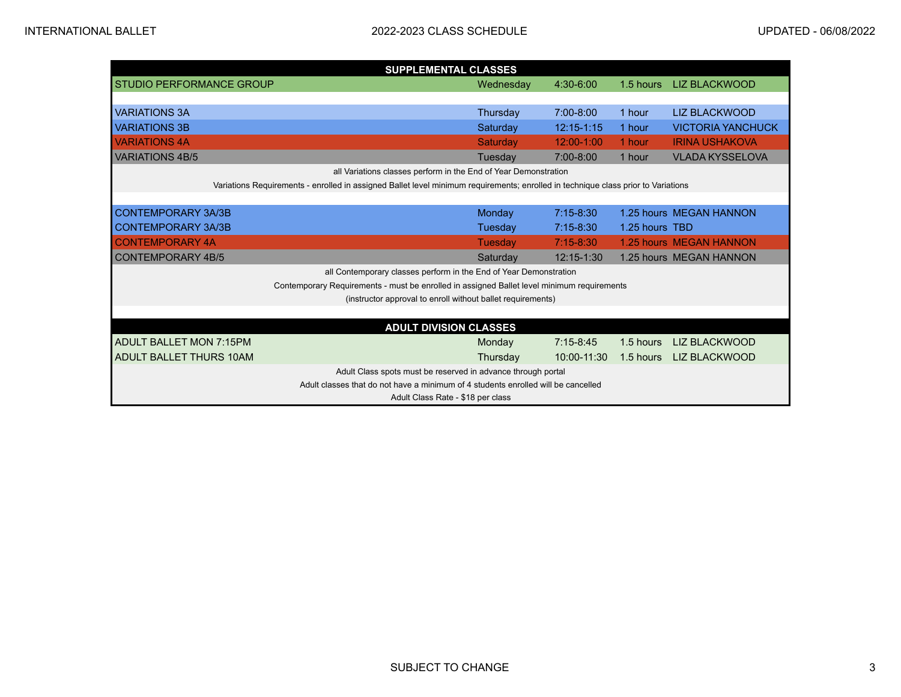| SUPPLEMENTAL CLASSES | | | | |
|---|---|---|---|---|
| STUDIO PERFORMANCE GROUP | Wednesday | 4:30-6:00 | 1.5 hours | LIZ BLACKWOOD |
| | | | | |
| VARIATIONS 3A | Thursday | 7:00-8:00 | 1 hour | LIZ BLACKWOOD |
| VARIATIONS 3B | Saturday | 12:15-1:15 | 1 hour | VICTORIA YANCHUCK |
| VARIATIONS 4A | Saturday | 12:00-1:00 | 1 hour | IRINA USHAKOVA |
| VARIATIONS 4B/5 | Tuesday | 7:00-8:00 | 1 hour | VLADA KYSSELOVA |
| all Variations classes perform in the End of Year Demonstration | | | | |
| Variations Requirements - enrolled in assigned Ballet level minimum requirements; enrolled in technique class prior to Variations | | | | |
| | | | | |
| CONTEMPORARY 3A/3B | Monday | 7:15-8:30 | 1.25 hours | MEGAN HANNON |
| CONTEMPORARY 3A/3B | Tuesday | 7:15-8:30 | 1.25 hours | TBD |
| CONTEMPORARY 4A | Tuesday | 7:15-8:30 | 1.25 hours | MEGAN HANNON |
| CONTEMPORARY 4B/5 | Saturday | 12:15-1:30 | 1.25 hours | MEGAN HANNON |
| all Contemporary classes perform in the End of Year Demonstration | | | | |
| Contemporary Requirements - must be enrolled in assigned Ballet level minimum requirements | | | | |
| (instructor approval to enroll without ballet requirements) | | | | |

| ADULT DIVISION CLASSES | | | | |
|---|---|---|---|---|
| ADULT BALLET MON 7:15PM | Monday | 7:15-8:45 | 1.5 hours | LIZ BLACKWOOD |
| ADULT BALLET THURS 10AM | Thursday | 10:00-11:30 | 1.5 hours | LIZ BLACKWOOD |
| Adult Class spots must be reserved in advance through portal | | | | |
| Adult classes that do not have a minimum of 4 students enrolled will be cancelled | | | | |
| Adult Class Rate - $18 per class | | | | |